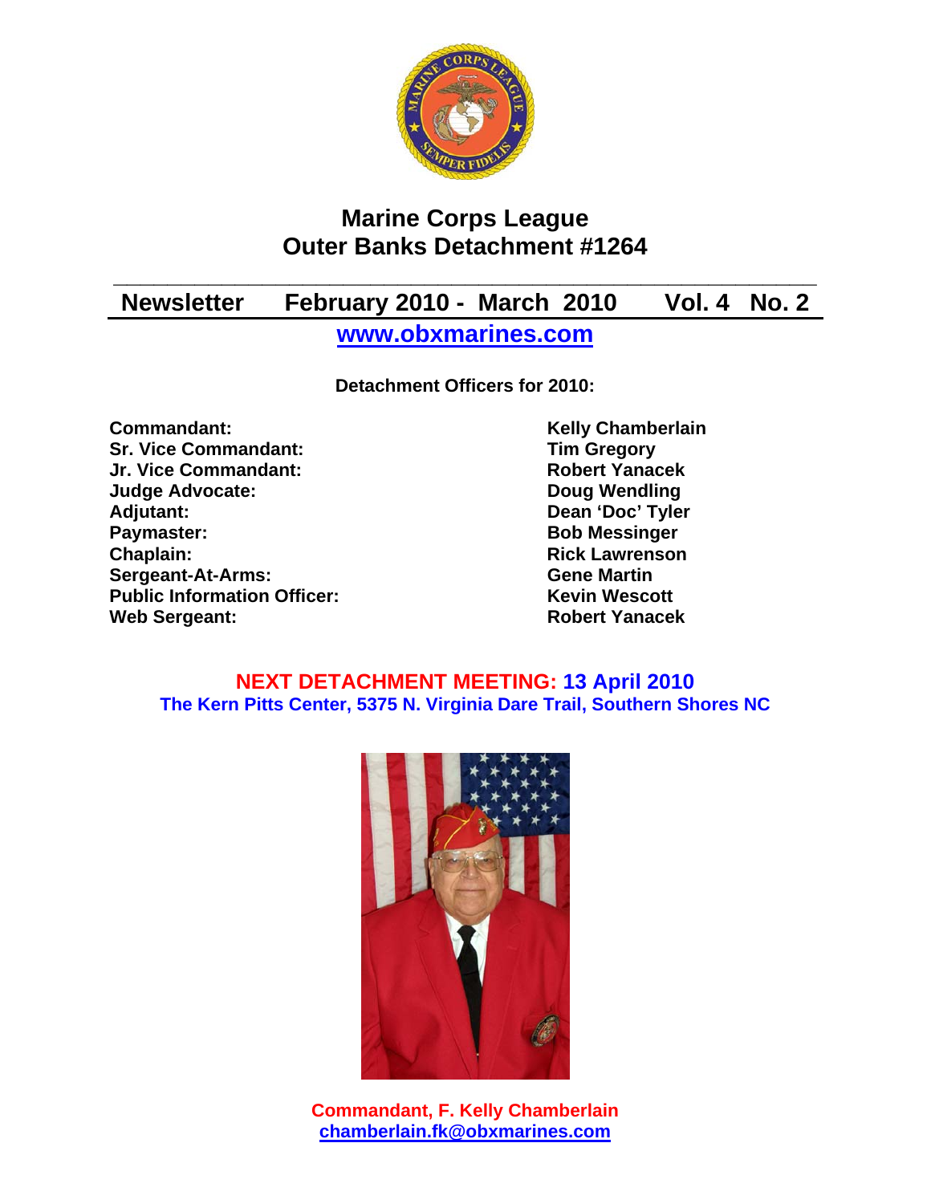# Marine Corps League
# Outer Banks Detachment #1264

## Newsletter February 2010 - March 2010 Vol. 4 No. 2

**www.obxmarines.com**

**Detachment Officers for 2010:**

| | |
|---|---|
| **Commandant:** | **Kelly Chamberlain** |
| **Sr. Vice Commandant:** | **Tim Gregory** |
| **Jr. Vice Commandant:** | **Robert Yanacek** |
| **Judge Advocate:** | **Doug Wendling** |
| **Adjutant:** | **Dean 'Doc' Tyler** |
| **Paymaster:** | **Bob Messinger** |
| **Chaplain:** | **Rick Lawrenson** |
| **Sergeant-At-Arms:** | **Gene Martin** |
| **Public Information Officer:** | **Kevin Wescott** |
| **Web Sergeant:** | **Robert Yanacek** |

**NEXT DETACHMENT MEETING: 13 April 2010**
**The Kern Pitts Center, 5375 N. Virginia Dare Trail, Southern Shores NC**

**Commandant, F. Kelly Chamberlain**
**chamberlain.fk@obxmarines.com**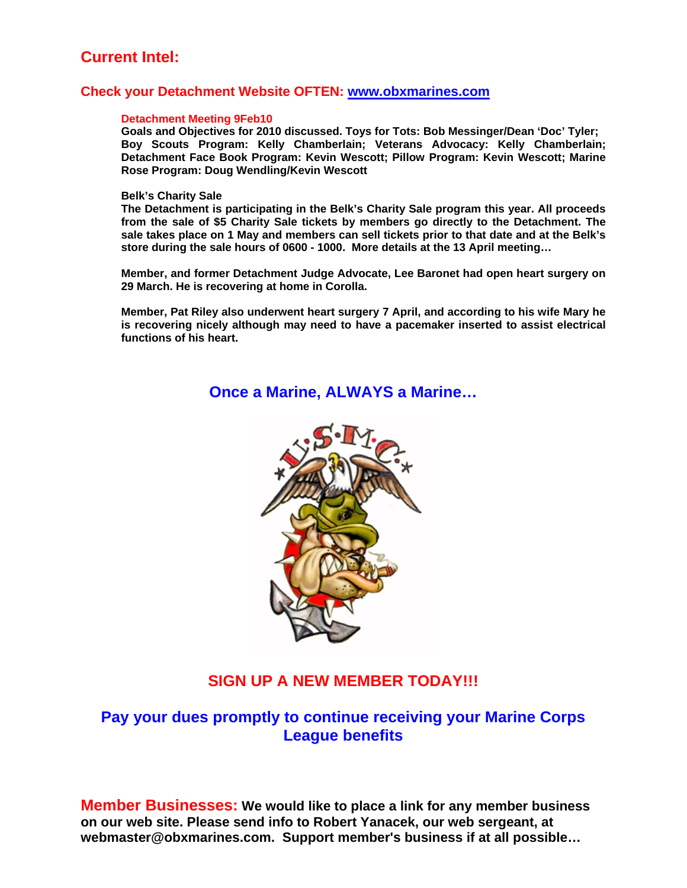## Current Intel:

### Check your Detachment Website OFTEN: [www.obxmarines.com](http://www.obxmarines.com)

**Detachment Meeting 9Feb10**

**Goals and Objectives for 2010 discussed. Toys for Tots: Bob Messinger/Dean 'Doc' Tyler; Boy Scouts Program: Kelly Chamberlain; Veterans Advocacy: Kelly Chamberlain; Detachment Face Book Program: Kevin Wescott; Pillow Program: Kevin Wescott; Marine Rose Program: Doug Wendling/Kevin Wescott**

**Belk's Charity Sale**

**The Detachment is participating in the Belk's Charity Sale program this year. All proceeds from the sale of $5 Charity Sale tickets by members go directly to the Detachment. The sale takes place on 1 May and members can sell tickets prior to that date and at the Belk's store during the sale hours of 0600 - 1000. More details at the 13 April meeting…**

**Member, and former Detachment Judge Advocate, Lee Baronet had open heart surgery on 29 March. He is recovering at home in Corolla.**

**Member, Pat Riley also underwent heart surgery 7 April, and according to his wife Mary he is recovering nicely although may need to have a pacemaker inserted to assist electrical functions of his heart.**

### Once a Marine, ALWAYS a Marine…

### SIGN UP A NEW MEMBER TODAY!!!

### Pay your dues promptly to continue receiving your Marine Corps League benefits

**Member Businesses:** **We would like to place a link for any member business on our web site. Please send info to Robert Yanacek, our web sergeant, at webmaster@obxmarines.com. Support member's business if at all possible…**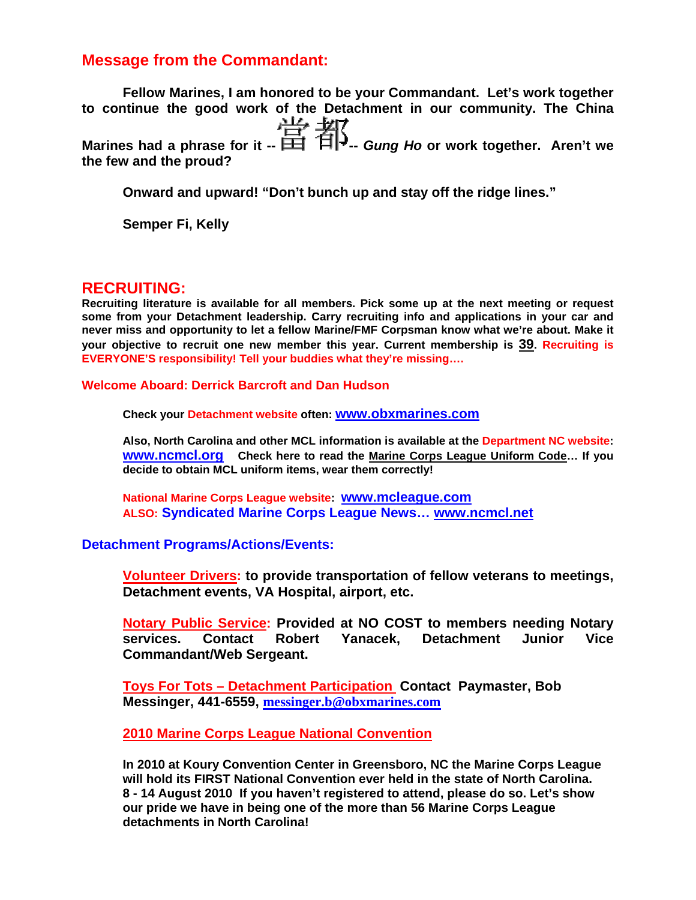## Message from the Commandant:

**Fellow Marines, I am honored to be your Commandant. Let's work together to continue the good work of the Detachment in our community. The China Marines had a phrase for it -- 當都 -- *Gung Ho* or work together. Aren't we the few and the proud?**

**Onward and upward! "Don't bunch up and stay off the ridge lines."**

**Semper Fi, Kelly**

## RECRUITING:

**Recruiting literature is available for all members. Pick some up at the next meeting or request some from your Detachment leadership. Carry recruiting info and applications in your car and never miss and opportunity to let a fellow Marine/FMF Corpsman know what we're about. Make it your objective to recruit one new member this year. Current membership is <u>39</u>. Recruiting is EVERYONE'S responsibility! Tell your buddies what they're missing….**

**Welcome Aboard: Derrick Barcroft and Dan Hudson**

**Check your Detachment website often: www.obxmarines.com**

**Also, North Carolina and other MCL information is available at the Department NC website: www.ncmcl.org Check here to read the <u>Marine Corps League Uniform Code</u>… If you decide to obtain MCL uniform items, wear them correctly!**

**National Marine Corps League website: www.mcleague.com**
**ALSO: Syndicated Marine Corps League News… www.ncmcl.net**

### Detachment Programs/Actions/Events:

**<u>Volunteer Drivers</u>: to provide transportation of fellow veterans to meetings, Detachment events, VA Hospital, airport, etc.**

**<u>Notary Public Service</u>: Provided at NO COST to members needing Notary services. Contact Robert Yanacek, Detachment Junior Vice Commandant/Web Sergeant.**

**<u>Toys For Tots – Detachment Participation</u> Contact Paymaster, Bob Messinger, 441-6559, messinger.b@obxmarines.com**

**<u>2010 Marine Corps League National Convention</u>**

**In 2010 at Koury Convention Center in Greensboro, NC the Marine Corps League will hold its FIRST National Convention ever held in the state of North Carolina. 8 - 14 August 2010 If you haven't registered to attend, please do so. Let's show our pride we have in being one of the more than 56 Marine Corps League detachments in North Carolina!**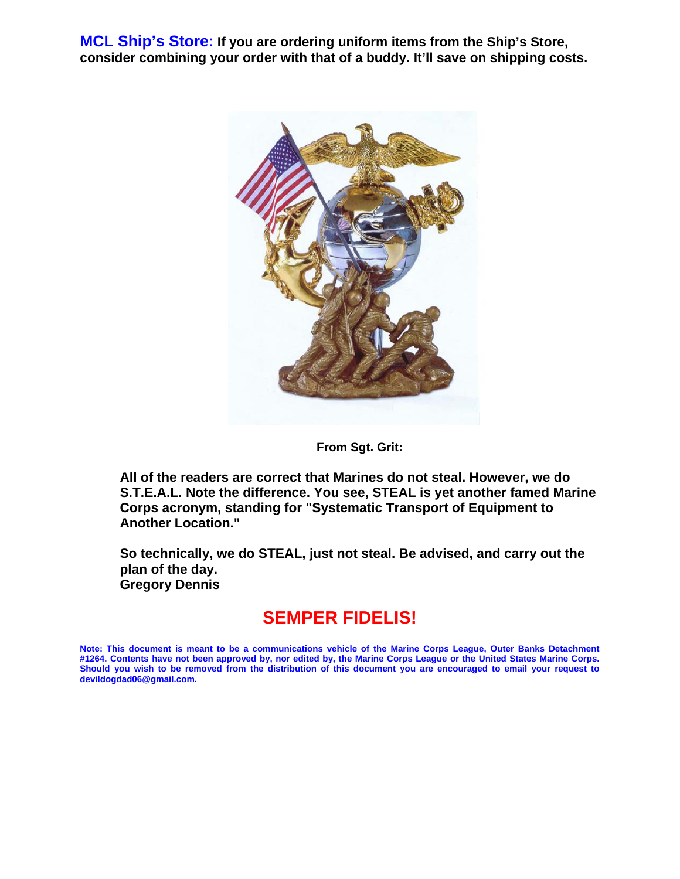**MCL Ship's Store:** **If you are ordering uniform items from the Ship's Store, consider combining your order with that of a buddy. It'll save on shipping costs.**

**From Sgt. Grit:**

**All of the readers are correct that Marines do not steal. However, we do S.T.E.A.L. Note the difference. You see, STEAL is yet another famed Marine Corps acronym, standing for "Systematic Transport of Equipment to Another Location."**

**So technically, we do STEAL, just not steal. Be advised, and carry out the plan of the day.**
**Gregory Dennis**

## SEMPER FIDELIS!

**Note: This document is meant to be a communications vehicle of the Marine Corps League, Outer Banks Detachment #1264. Contents have not been approved by, nor edited by, the Marine Corps League or the United States Marine Corps. Should you wish to be removed from the distribution of this document you are encouraged to email your request to devildogdad06@gmail.com.**